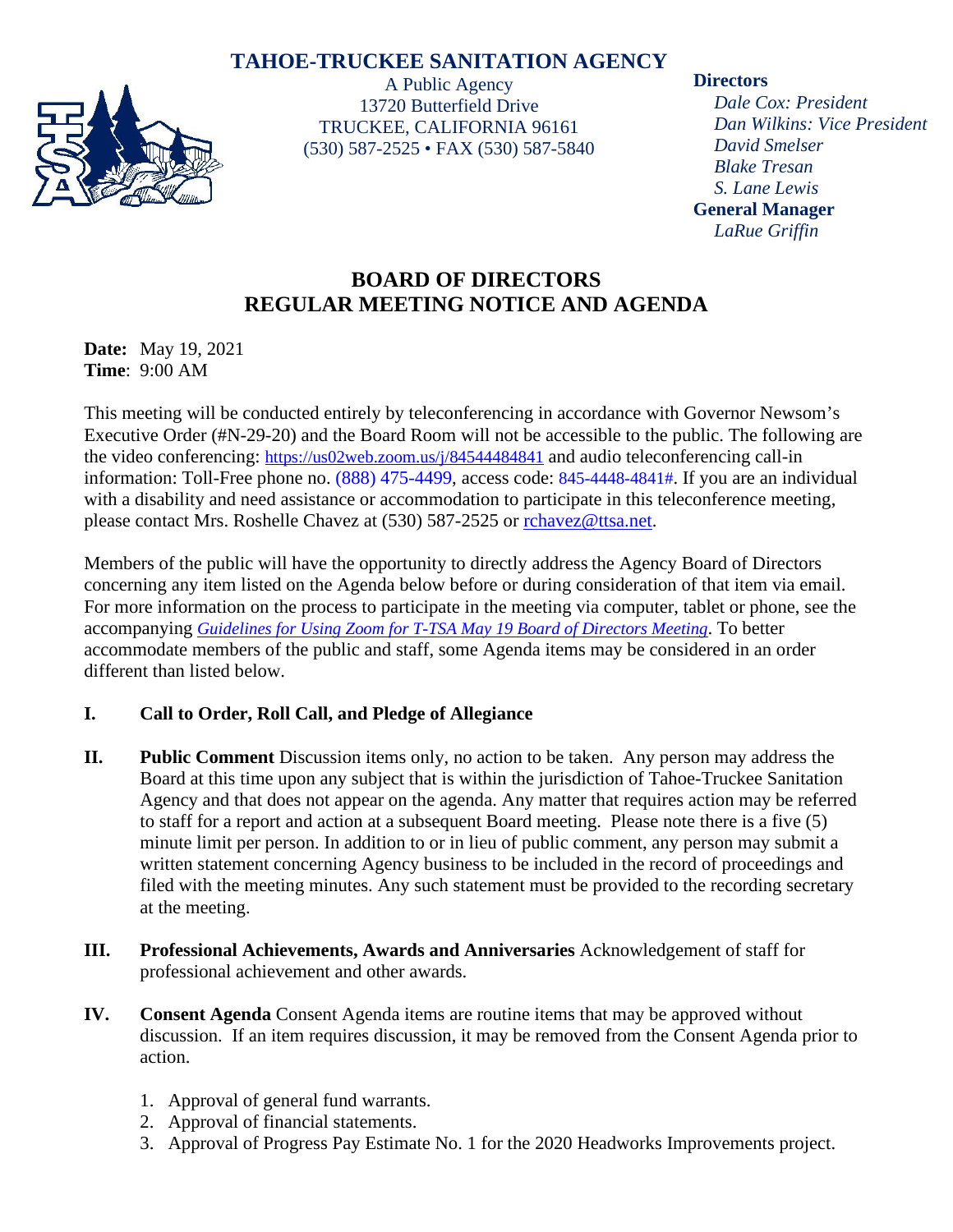# TAHOE-TRUCKEE SANITATION AGENCY

A Public Agency
13720 Butterfield Drive
TRUCKEE, CALIFORNIA 96161
(530) 587-2525 • FAX (530) 587-5840

**Directors**
*Dale Cox: President*
*Dan Wilkins: Vice President*
*David Smelser*
*Blake Tresan*
*S. Lane Lewis*
**General Manager**
*LaRue Griffin*

## BOARD OF DIRECTORS
## REGULAR MEETING NOTICE AND AGENDA

**Date:** May 19, 2021
**Time**: 9:00 AM

This meeting will be conducted entirely by teleconferencing in accordance with Governor Newsom's Executive Order (#N-29-20) and the Board Room will not be accessible to the public. The following are the video conferencing: https://us02web.zoom.us/j/84544484841 and audio teleconferencing call-in information: Toll-Free phone no. (888) 475-4499, access code: 845-4448-4841#. If you are an individual with a disability and need assistance or accommodation to participate in this teleconference meeting, please contact Mrs. Roshelle Chavez at (530) 587-2525 or rchavez@ttsa.net.

Members of the public will have the opportunity to directly address the Agency Board of Directors concerning any item listed on the Agenda below before or during consideration of that item via email. For more information on the process to participate in the meeting via computer, tablet or phone, see the accompanying *Guidelines for Using Zoom for T-TSA May 19 Board of Directors Meeting*. To better accommodate members of the public and staff, some Agenda items may be considered in an order different than listed below.

**I. Call to Order, Roll Call, and Pledge of Allegiance**

**II. Public Comment** Discussion items only, no action to be taken. Any person may address the Board at this time upon any subject that is within the jurisdiction of Tahoe-Truckee Sanitation Agency and that does not appear on the agenda. Any matter that requires action may be referred to staff for a report and action at a subsequent Board meeting. Please note there is a five (5) minute limit per person. In addition to or in lieu of public comment, any person may submit a written statement concerning Agency business to be included in the record of proceedings and filed with the meeting minutes. Any such statement must be provided to the recording secretary at the meeting.

**III. Professional Achievements, Awards and Anniversaries** Acknowledgement of staff for professional achievement and other awards.

**IV. Consent Agenda** Consent Agenda items are routine items that may be approved without discussion. If an item requires discussion, it may be removed from the Consent Agenda prior to action.

1. Approval of general fund warrants.
2. Approval of financial statements.
3. Approval of Progress Pay Estimate No. 1 for the 2020 Headworks Improvements project.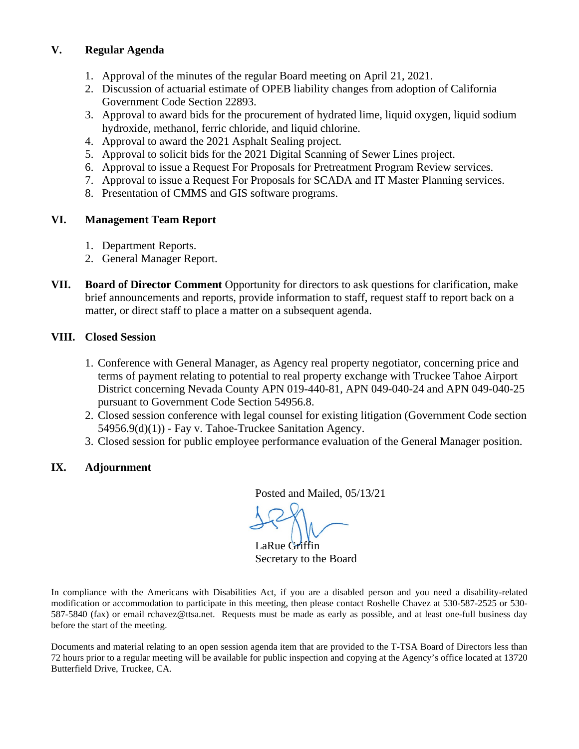## V. Regular Agenda

1. Approval of the minutes of the regular Board meeting on April 21, 2021.
2. Discussion of actuarial estimate of OPEB liability changes from adoption of California Government Code Section 22893.
3. Approval to award bids for the procurement of hydrated lime, liquid oxygen, liquid sodium hydroxide, methanol, ferric chloride, and liquid chlorine.
4. Approval to award the 2021 Asphalt Sealing project.
5. Approval to solicit bids for the 2021 Digital Scanning of Sewer Lines project.
6. Approval to issue a Request For Proposals for Pretreatment Program Review services.
7. Approval to issue a Request For Proposals for SCADA and IT Master Planning services.
8. Presentation of CMMS and GIS software programs.

## VI. Management Team Report

1. Department Reports.
2. General Manager Report.

## VII. Board of Director Comment

**Board of Director Comment** Opportunity for directors to ask questions for clarification, make brief announcements and reports, provide information to staff, request staff to report back on a matter, or direct staff to place a matter on a subsequent agenda.

## VIII. Closed Session

1. Conference with General Manager, as Agency real property negotiator, concerning price and terms of payment relating to potential to real property exchange with Truckee Tahoe Airport District concerning Nevada County APN 019-440-81, APN 049-040-24 and APN 049-040-25 pursuant to Government Code Section 54956.8.
2. Closed session conference with legal counsel for existing litigation (Government Code section 54956.9(d)(1)) - Fay v. Tahoe-Truckee Sanitation Agency.
3. Closed session for public employee performance evaluation of the General Manager position.

## IX. Adjournment

Posted and Mailed, 05/13/21

LaRue Griffin
Secretary to the Board

In compliance with the Americans with Disabilities Act, if you are a disabled person and you need a disability-related modification or accommodation to participate in this meeting, then please contact Roshelle Chavez at 530-587-2525 or 530-587-5840 (fax) or email rchavez@ttsa.net. Requests must be made as early as possible, and at least one-full business day before the start of the meeting.

Documents and material relating to an open session agenda item that are provided to the T-TSA Board of Directors less than 72 hours prior to a regular meeting will be available for public inspection and copying at the Agency's office located at 13720 Butterfield Drive, Truckee, CA.